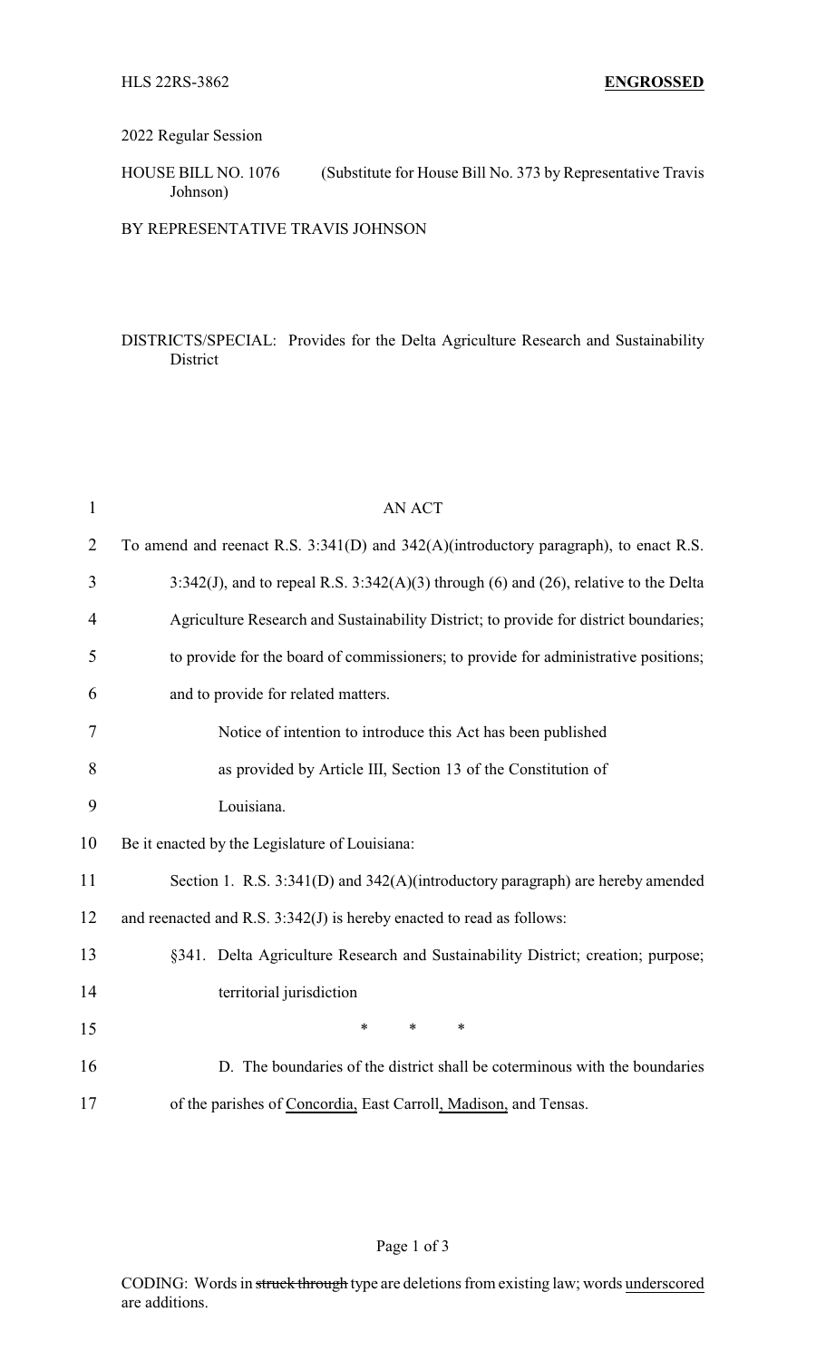HLS 22RS-3862 **ENGROSSED**

2022 Regular Session

HOUSE BILL NO. 1076 (Substitute for House Bill No. 373 by Representative Travis Johnson)

BY REPRESENTATIVE TRAVIS JOHNSON

DISTRICTS/SPECIAL: Provides for the Delta Agriculture Research and Sustainability District

AN ACT

To amend and reenact R.S. 3:341(D) and 342(A)(introductory paragraph), to enact R.S. 3:342(J), and to repeal R.S. 3:342(A)(3) through (6) and (26), relative to the Delta Agriculture Research and Sustainability District; to provide for district boundaries; to provide for the board of commissioners; to provide for administrative positions; and to provide for related matters.

Notice of intention to introduce this Act has been published as provided by Article III, Section 13 of the Constitution of Louisiana.

Be it enacted by the Legislature of Louisiana:

Section 1. R.S. 3:341(D) and 342(A)(introductory paragraph) are hereby amended and reenacted and R.S. 3:342(J) is hereby enacted to read as follows:

§341. Delta Agriculture Research and Sustainability District; creation; purpose; territorial jurisdiction

\* \* \*

D. The boundaries of the district shall be coterminous with the boundaries of the parishes of <u>Concordia,</u> East Carroll<u>, Madison,</u> and Tensas.

CODING: Words in ~~struck through~~ type are deletions from existing law; words <u>underscored</u> are additions.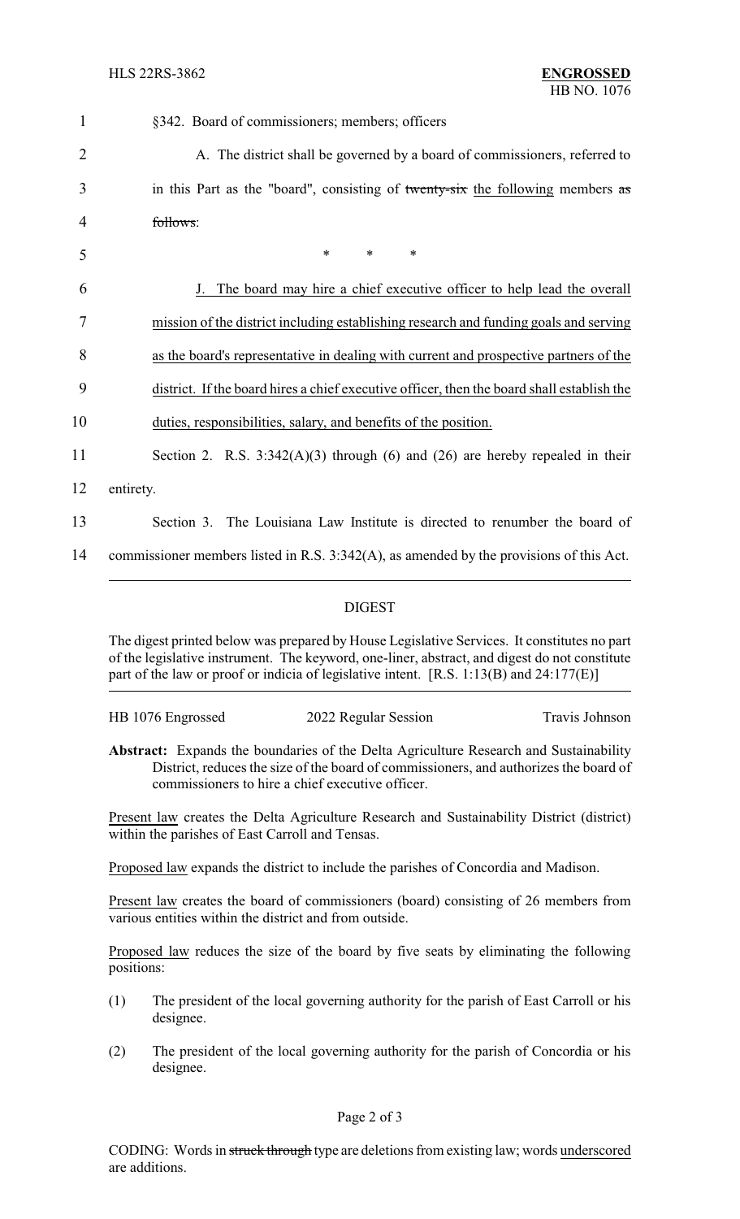§342. Board of commissioners; members; officers

A. The district shall be governed by a board of commissioners, referred to in this Part as the "board", consisting of ~~twenty-six~~ the following members ~~as follows~~:

\* \* \*

J. The board may hire a chief executive officer to help lead the overall mission of the district including establishing research and funding goals and serving as the board's representative in dealing with current and prospective partners of the district. If the board hires a chief executive officer, then the board shall establish the duties, responsibilities, salary, and benefits of the position.

Section 2. R.S. 3:342(A)(3) through (6) and (26) are hereby repealed in their entirety.

Section 3. The Louisiana Law Institute is directed to renumber the board of commissioner members listed in R.S. 3:342(A), as amended by the provisions of this Act.

## DIGEST

The digest printed below was prepared by House Legislative Services. It constitutes no part of the legislative instrument. The keyword, one-liner, abstract, and digest do not constitute part of the law or proof or indicia of legislative intent. [R.S. 1:13(B) and 24:177(E)]

| HB 1076 Engrossed | 2022 Regular Session | Travis Johnson |
|---|---|---|

**Abstract:** Expands the boundaries of the Delta Agriculture Research and Sustainability District, reduces the size of the board of commissioners, and authorizes the board of commissioners to hire a chief executive officer.

Present law creates the Delta Agriculture Research and Sustainability District (district) within the parishes of East Carroll and Tensas.

Proposed law expands the district to include the parishes of Concordia and Madison.

Present law creates the board of commissioners (board) consisting of 26 members from various entities within the district and from outside.

Proposed law reduces the size of the board by five seats by eliminating the following positions:

(1) The president of the local governing authority for the parish of East Carroll or his designee.

(2) The president of the local governing authority for the parish of Concordia or his designee.

CODING: Words in ~~struck through~~ type are deletions from existing law; words underscored are additions.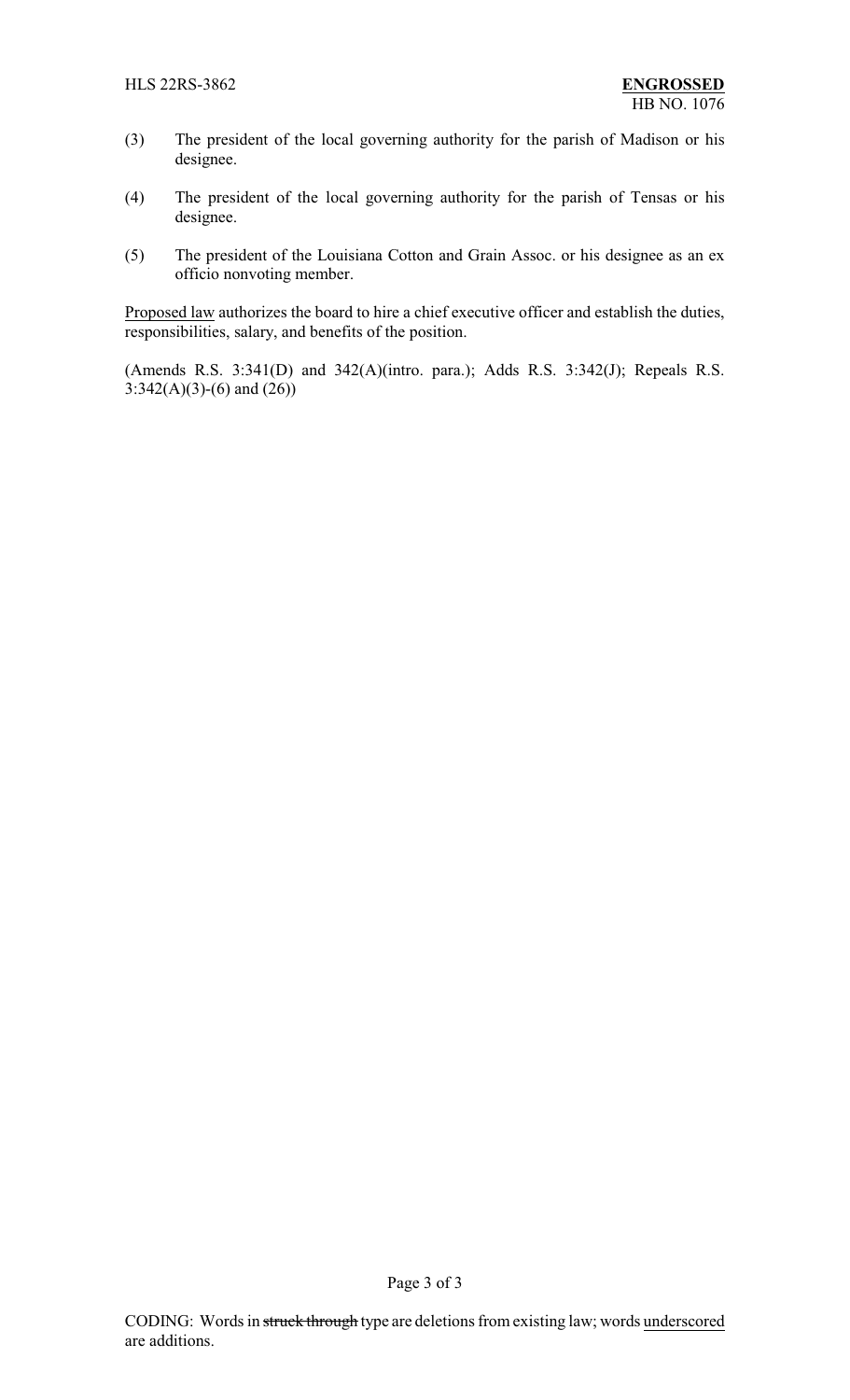(3) The president of the local governing authority for the parish of Madison or his designee.

(4) The president of the local governing authority for the parish of Tensas or his designee.

(5) The president of the Louisiana Cotton and Grain Assoc. or his designee as an ex officio nonvoting member.

Proposed law authorizes the board to hire a chief executive officer and establish the duties, responsibilities, salary, and benefits of the position.

(Amends R.S. 3:341(D) and 342(A)(intro. para.); Adds R.S. 3:342(J); Repeals R.S. 3:342(A)(3)-(6) and (26))

CODING: Words in ~~struck through~~ type are deletions from existing law; words underscored are additions.